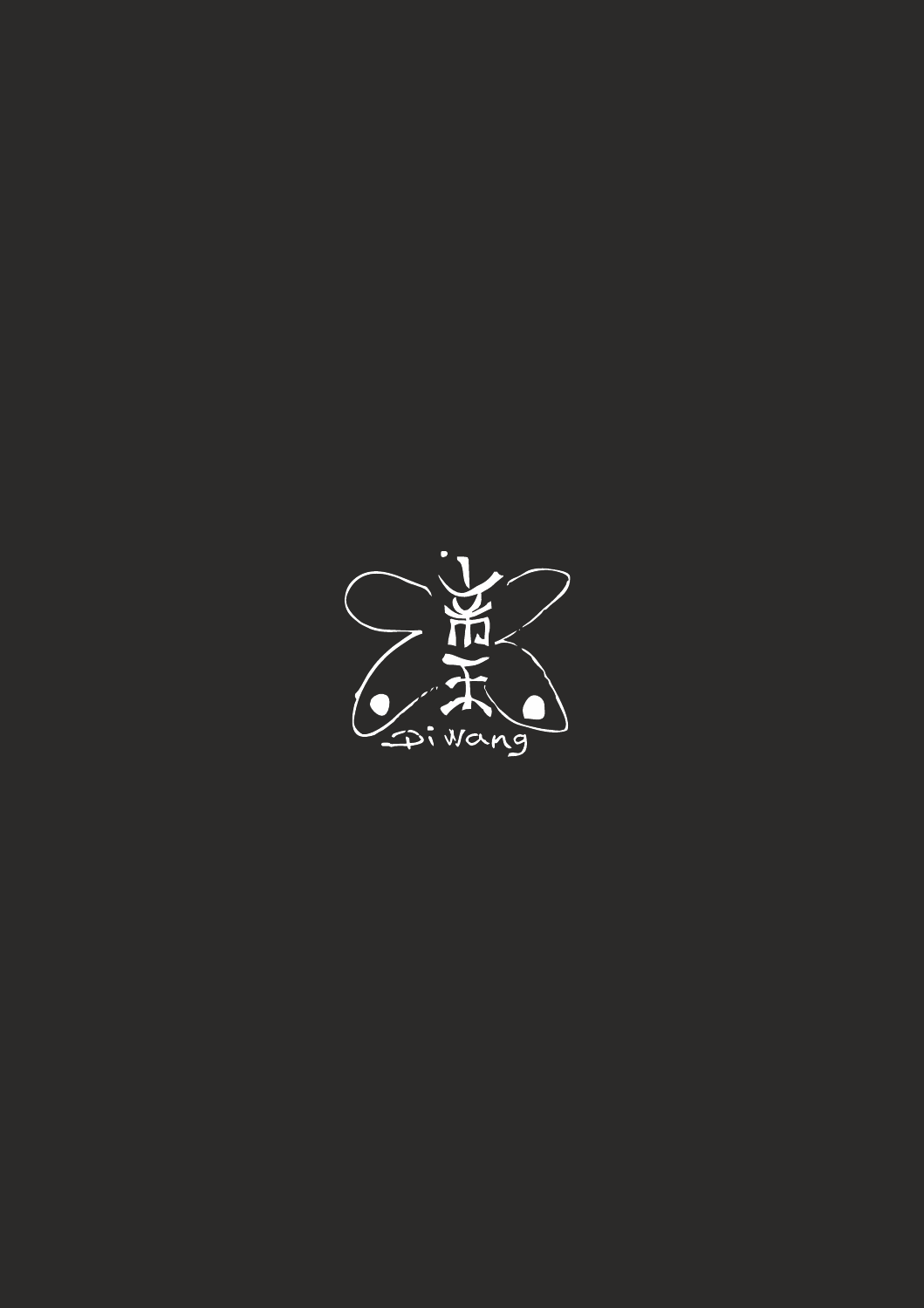帝玉

Di wang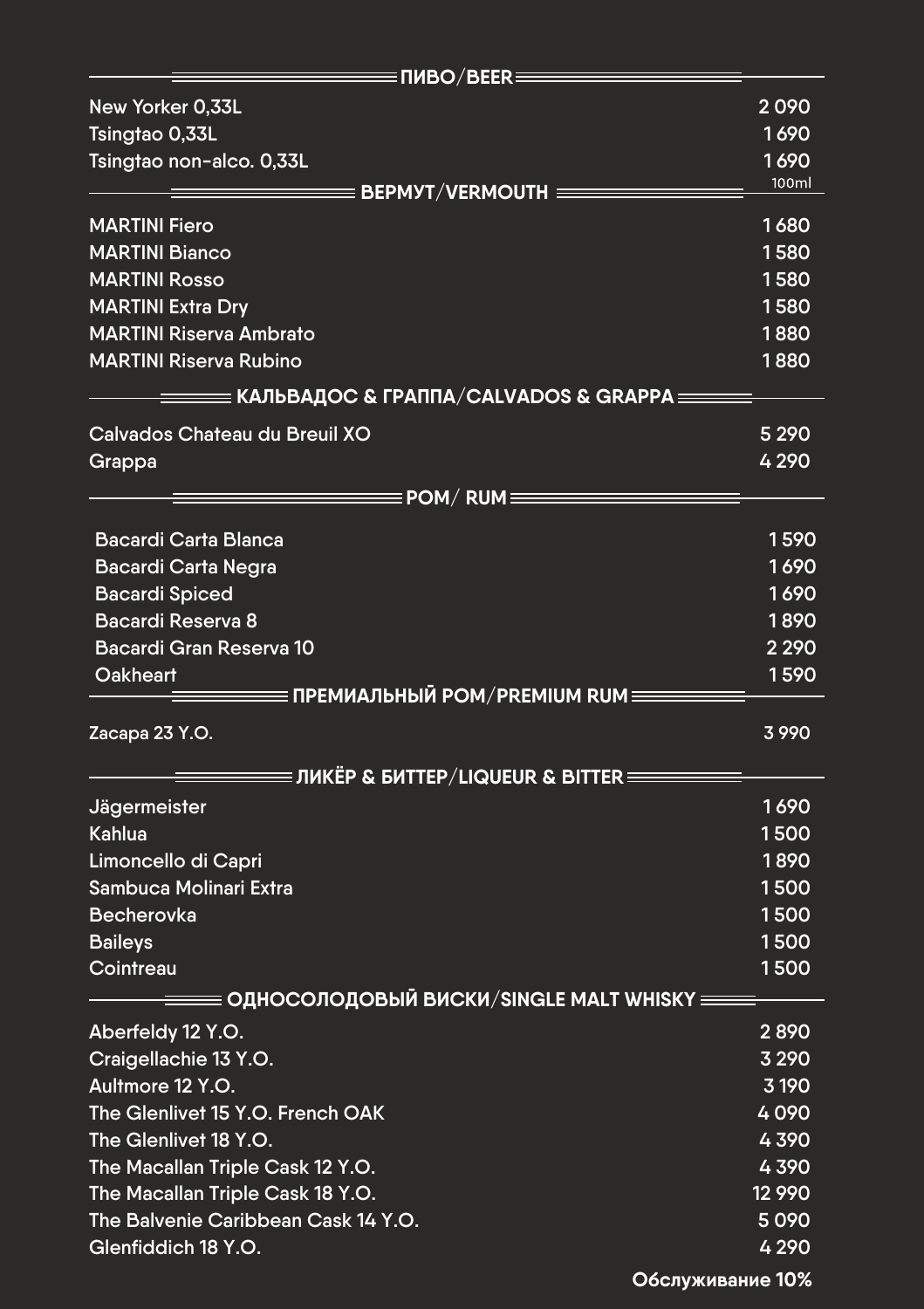## ПИВО/BEER

| | |
|---|---|
| New Yorker 0,33L | 2 090 |
| Tsingtao 0,33L | 1 690 |
| Tsingtao non-alco. 0,33L | 1 690 |

## ВЕРМУТ/VERMOUTH

| | 100ml |
|---|---|
| MARTINI Fiero | 1 680 |
| MARTINI Bianco | 1 580 |
| MARTINI Rosso | 1 580 |
| MARTINI Extra Dry | 1 580 |
| MARTINI Riserva Ambrato | 1 880 |
| MARTINI Riserva Rubino | 1 880 |

## КАЛЬВАДОС & ГРАППА/CALVADOS & GRAPPA

| | |
|---|---|
| Calvados Chateau du Breuil XO | 5 290 |
| Grappa | 4 290 |

## РОМ/ RUM

| | |
|---|---|
| Bacardi Carta Blanca | 1 590 |
| Bacardi Carta Negra | 1 690 |
| Bacardi Spiced | 1 690 |
| Bacardi Reserva 8 | 1 890 |
| Bacardi Gran Reserva 10 | 2 290 |
| Oakheart | 1 590 |

## ПРЕМИАЛЬНЫЙ РОМ/PREMIUM RUM

| | |
|---|---|
| Zacapa 23 Y.O. | 3 990 |

## ЛИКЁР & БИТТЕР/LIQUEUR & BITTER

| | |
|---|---|
| Jägermeister | 1 690 |
| Kahlua | 1 500 |
| Limoncello di Capri | 1 890 |
| Sambuca Molinari Extra | 1 500 |
| Becherovka | 1 500 |
| Baileys | 1 500 |
| Cointreau | 1 500 |

## ОДНОСОЛОДОВЫЙ ВИСКИ/SINGLE MALT WHISKY

| | |
|---|---|
| Aberfeldy 12 Y.O. | 2 890 |
| Craigellachie 13 Y.O. | 3 290 |
| Aultmore 12 Y.O. | 3 190 |
| The Glenlivet 15 Y.O. French OAK | 4 090 |
| The Glenlivet 18 Y.O. | 4 390 |
| The Macallan Triple Cask 12 Y.O. | 4 390 |
| The Macallan Triple Cask 18 Y.O. | 12 990 |
| The Balvenie Caribbean Cask 14 Y.O. | 5 090 |
| Glenfiddich 18 Y.O. | 4 290 |

**Обслуживание 10%**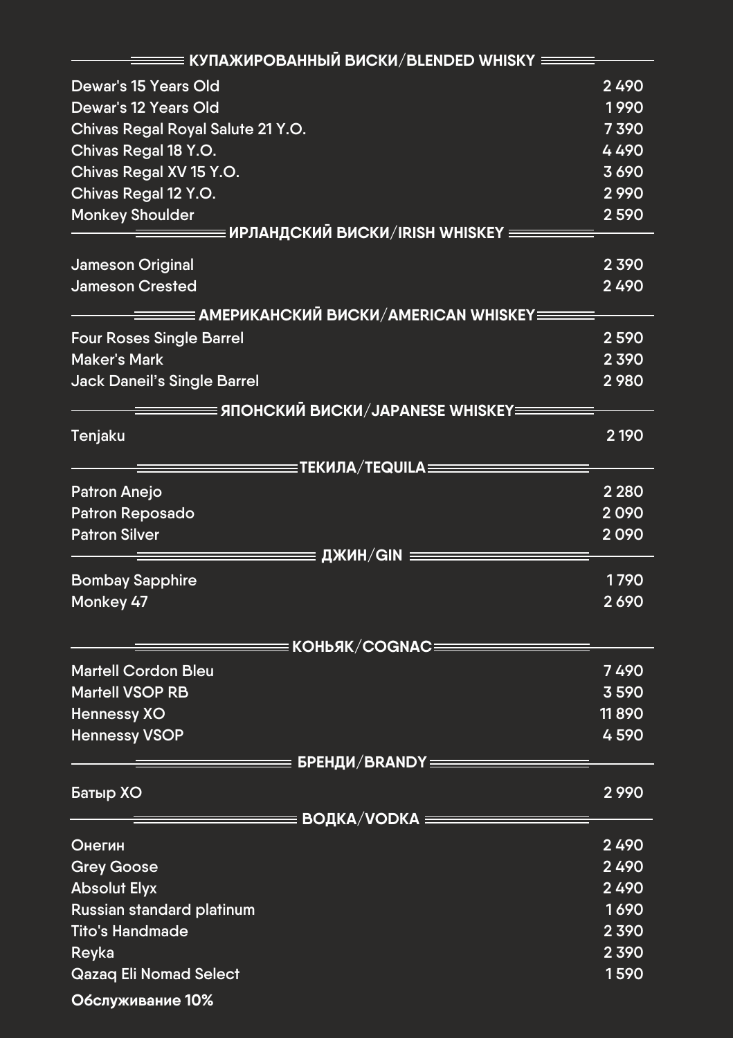## КУПАЖИРОВАННЫЙ ВИСКИ/BLENDED WHISKY

| | |
|---|---|
| Dewar's 15 Years Old | 2 490 |
| Dewar's 12 Years Old | 1 990 |
| Chivas Regal Royal Salute 21 Y.O. | 7 390 |
| Chivas Regal 18 Y.O. | 4 490 |
| Chivas Regal XV 15 Y.O. | 3 690 |
| Chivas Regal 12 Y.O. | 2 990 |
| Monkey Shoulder | 2 590 |

## ИРЛАНДСКИЙ ВИСКИ/IRISH WHISKEY

| | |
|---|---|
| Jameson Original | 2 390 |
| Jameson Crested | 2 490 |

## АМЕРИКАНСКИЙ ВИСКИ/AMERICAN WHISKEY

| | |
|---|---|
| Four Roses Single Barrel | 2 590 |
| Maker's Mark | 2 390 |
| Jack Daneil's Single Barrel | 2 980 |

## ЯПОНСКИЙ ВИСКИ/JAPANESE WHISKEY

| | |
|---|---|
| Tenjaku | 2 190 |

## ТЕКИЛА/TEQUILA

| | |
|---|---|
| Patron Anejo | 2 280 |
| Patron Reposado | 2 090 |
| Patron Silver | 2 090 |

## ДЖИН/GIN

| | |
|---|---|
| Bombay Sapphire | 1 790 |
| Monkey 47 | 2 690 |

## КОНЬЯК/COGNAC

| | |
|---|---|
| Martell Cordon Bleu | 7 490 |
| Martell VSOP RB | 3 590 |
| Hennessy XO | 11 890 |
| Hennessy VSOP | 4 590 |

## БРЕНДИ/BRANDY

| | |
|---|---|
| Батыр XO | 2 990 |

## ВОДКА/VODKA

| | |
|---|---|
| Онегин | 2 490 |
| Grey Goose | 2 490 |
| Absolut Elyx | 2 490 |
| Russian standard platinum | 1 690 |
| Tito's Handmade | 2 390 |
| Reyka | 2 390 |
| Qazaq Eli Nomad Select | 1 590 |

**Обслуживание 10%**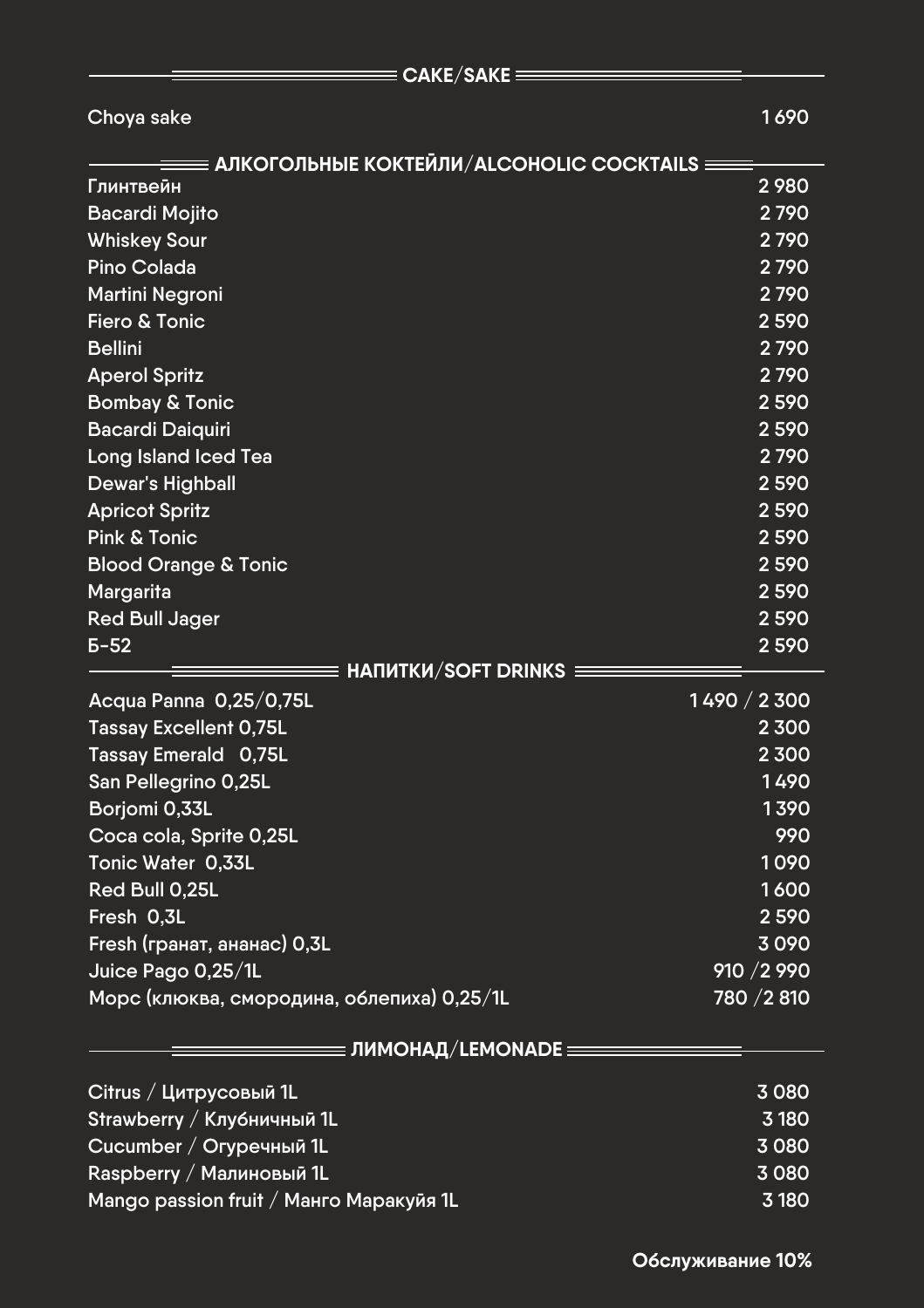## САКЕ/SAKE

| | |
|---|---|
| Choya sake | 1 690 |

## АЛКОГОЛЬНЫЕ КОКТЕЙЛИ/ALCOHOLIC COCKTAILS

| | |
|---|---|
| Глинтвейн | 2 980 |
| Bacardi Mojito | 2 790 |
| Whiskey Sour | 2 790 |
| Pino Colada | 2 790 |
| Martini Negroni | 2 790 |
| Fiero & Tonic | 2 590 |
| Bellini | 2 790 |
| Aperol Spritz | 2 790 |
| Bombay & Tonic | 2 590 |
| Bacardi Daiquiri | 2 590 |
| Long Island Iced Tea | 2 790 |
| Dewar's Highball | 2 590 |
| Apricot Spritz | 2 590 |
| Pink & Tonic | 2 590 |
| Blood Orange & Tonic | 2 590 |
| Margarita | 2 590 |
| Red Bull Jager | 2 590 |
| Б-52 | 2 590 |

## НАПИТКИ/SOFT DRINKS

| | |
|---|---|
| Acqua Panna 0,25/0,75L | 1 490 / 2 300 |
| Tassay Excellent 0,75L | 2 300 |
| Tassay Emerald 0,75L | 2 300 |
| San Pellegrino 0,25L | 1 490 |
| Borjomi 0,33L | 1 390 |
| Coca cola, Sprite 0,25L | 990 |
| Tonic Water 0,33L | 1 090 |
| Red Bull 0,25L | 1 600 |
| Fresh 0,3L | 2 590 |
| Fresh (гранат, ананас) 0,3L | 3 090 |
| Juice Pago 0,25/1L | 910 /2 990 |
| Морс (клюква, смородина, облепиха) 0,25/1L | 780 /2 810 |

## ЛИМОНАД/LEMONADE

| | |
|---|---|
| Citrus / Цитрусовый 1L | 3 080 |
| Strawberry / Клубничный 1L | 3 180 |
| Cucumber / Огуречный 1L | 3 080 |
| Raspberry / Малиновый 1L | 3 080 |
| Mango passion fruit / Манго Маракуйя 1L | 3 180 |

**Обслуживание 10%**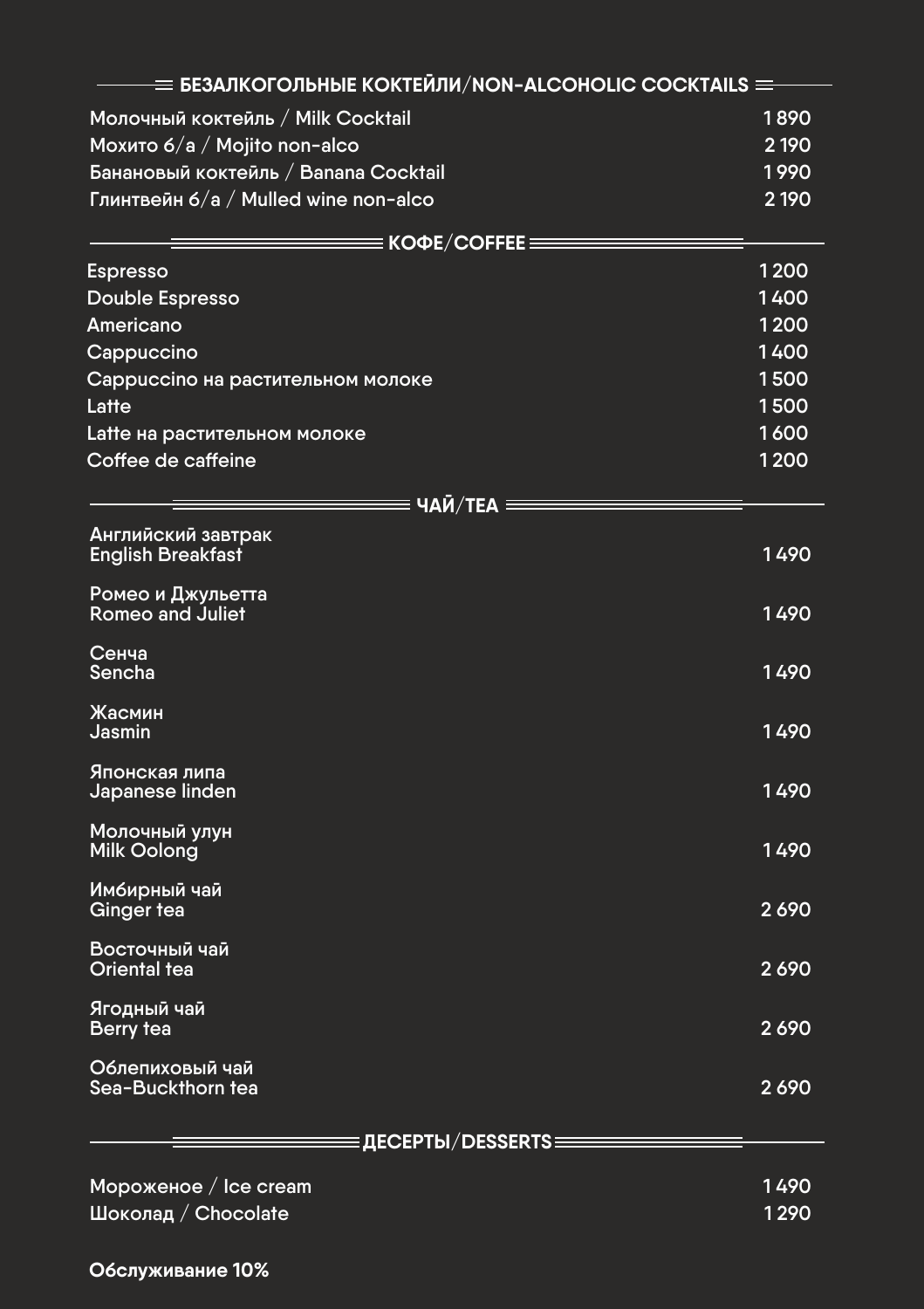## БЕЗАЛКОГОЛЬНЫЕ КОКТЕЙЛИ/NON-ALCOHOLIC COCKTAILS

| | |
|---|---|
| Молочный коктейль / Milk Cocktail | 1 890 |
| Мохито б/а / Mojito non-alco | 2 190 |
| Банановый коктейль / Banana Cocktail | 1 990 |
| Глинтвейн б/а / Mulled wine non-alco | 2 190 |

## КОФЕ/COFFEE

| | |
|---|---|
| Espresso | 1 200 |
| Double Espresso | 1 400 |
| Americano | 1 200 |
| Cappuccino | 1 400 |
| Cappuccino на растительном молоке | 1 500 |
| Latte | 1 500 |
| Latte на растительном молоке | 1 600 |
| Coffee de caffeine | 1 200 |

## ЧАЙ/TEA

| | |
|---|---|
| Английский завтрак<br>English Breakfast | 1 490 |
| Ромео и Джульетта<br>Romeo and Juliet | 1 490 |
| Сенча<br>Sencha | 1 490 |
| Жасмин<br>Jasmin | 1 490 |
| Японская липа<br>Japanese linden | 1 490 |
| Молочный улун<br>Milk Oolong | 1 490 |
| Имбирный чай<br>Ginger tea | 2 690 |
| Восточный чай<br>Oriental tea | 2 690 |
| Ягодный чай<br>Berry tea | 2 690 |
| Облепиховый чай<br>Sea-Buckthorn tea | 2 690 |

## ДЕСЕРТЫ/DESSERTS

| | |
|---|---|
| Мороженое / Ice cream | 1 490 |
| Шоколад / Chocolate | 1 290 |

**Обслуживание 10%**